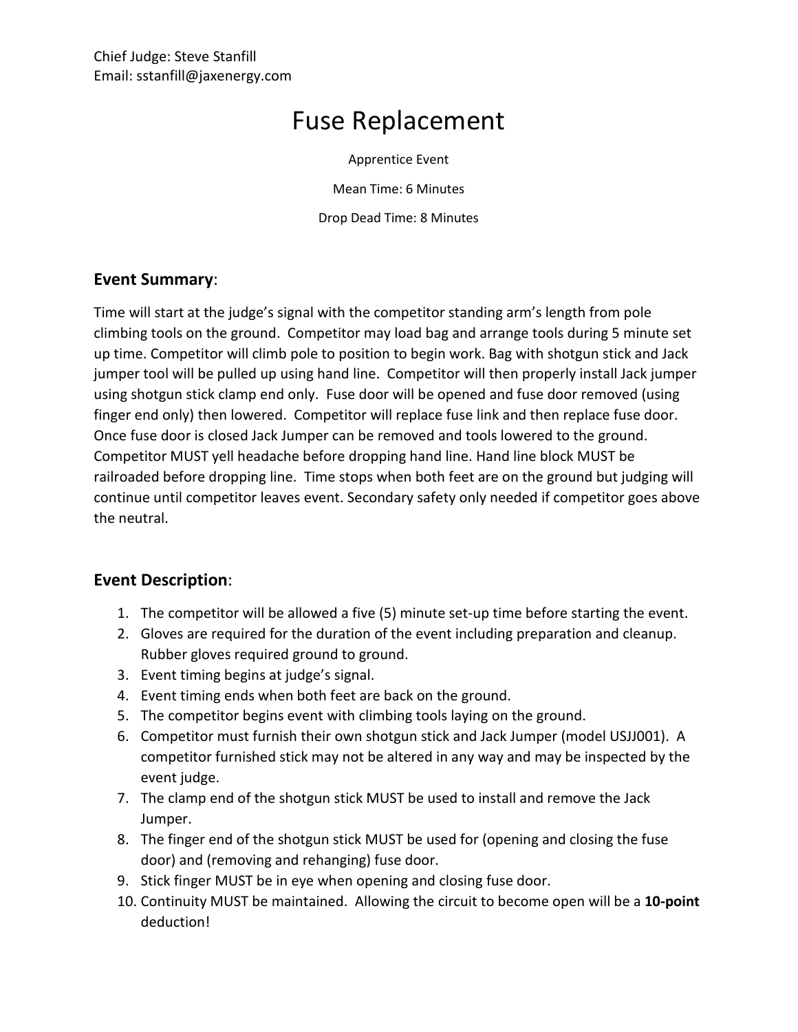Chief Judge: Steve Stanfill
Email: sstanfill@jaxenergy.com

# Fuse Replacement

Apprentice Event

Mean Time: 6 Minutes

Drop Dead Time: 8 Minutes

## **Event Summary**:

Time will start at the judge's signal with the competitor standing arm's length from pole climbing tools on the ground. Competitor may load bag and arrange tools during 5 minute set up time. Competitor will climb pole to position to begin work. Bag with shotgun stick and Jack jumper tool will be pulled up using hand line. Competitor will then properly install Jack jumper using shotgun stick clamp end only. Fuse door will be opened and fuse door removed (using finger end only) then lowered. Competitor will replace fuse link and then replace fuse door. Once fuse door is closed Jack Jumper can be removed and tools lowered to the ground. Competitor MUST yell headache before dropping hand line. Hand line block MUST be railroaded before dropping line. Time stops when both feet are on the ground but judging will continue until competitor leaves event. Secondary safety only needed if competitor goes above the neutral.

## **Event Description**:

1. The competitor will be allowed a five (5) minute set-up time before starting the event.
2. Gloves are required for the duration of the event including preparation and cleanup. Rubber gloves required ground to ground.
3. Event timing begins at judge's signal.
4. Event timing ends when both feet are back on the ground.
5. The competitor begins event with climbing tools laying on the ground.
6. Competitor must furnish their own shotgun stick and Jack Jumper (model USJJ001). A competitor furnished stick may not be altered in any way and may be inspected by the event judge.
7. The clamp end of the shotgun stick MUST be used to install and remove the Jack Jumper.
8. The finger end of the shotgun stick MUST be used for (opening and closing the fuse door) and (removing and rehanging) fuse door.
9. Stick finger MUST be in eye when opening and closing fuse door.
10. Continuity MUST be maintained. Allowing the circuit to become open will be a **10-point** deduction!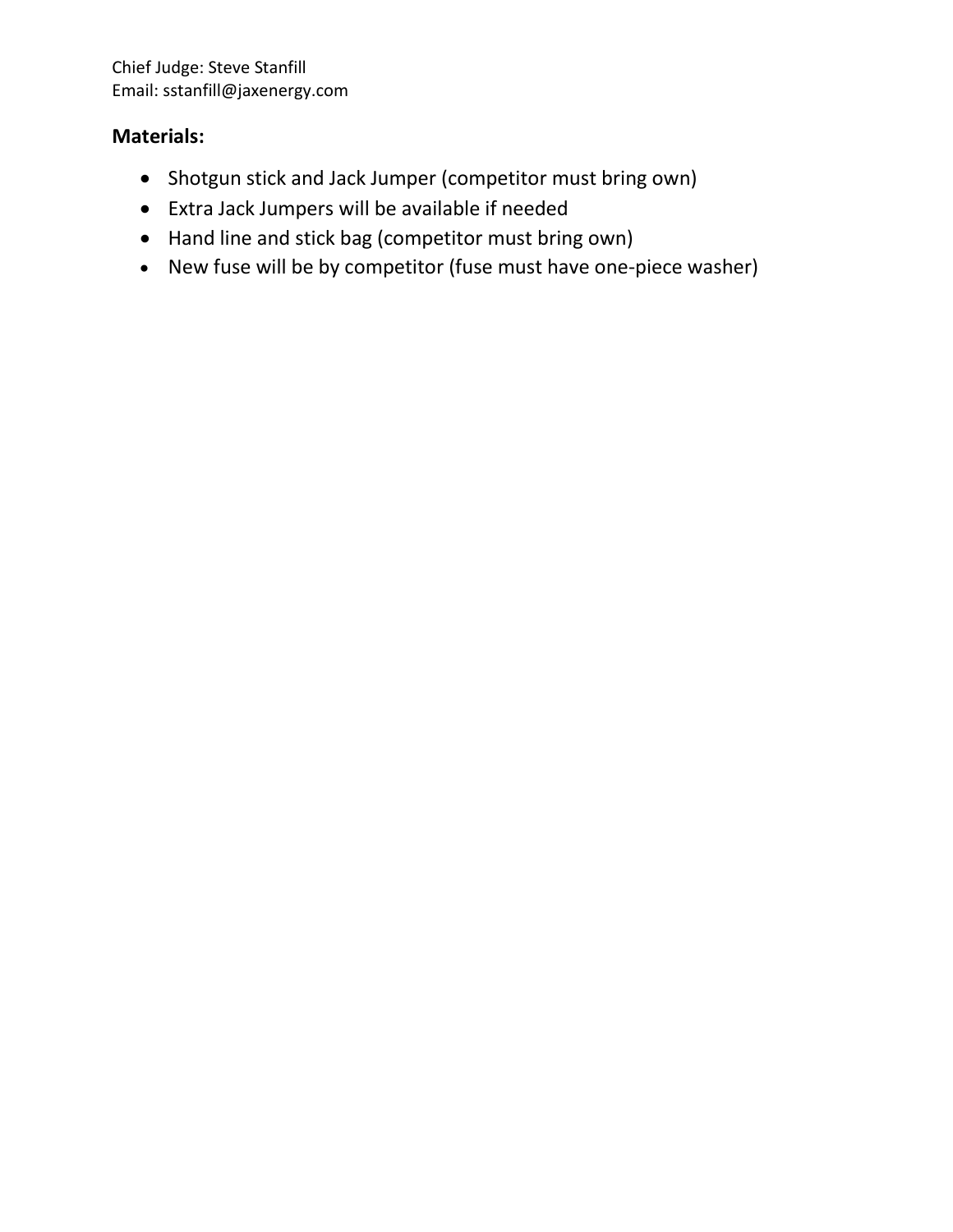Chief Judge: Steve Stanfill
Email: sstanfill@jaxenergy.com

**Materials:**

- Shotgun stick and Jack Jumper (competitor must bring own)
- Extra Jack Jumpers will be available if needed
- Hand line and stick bag (competitor must bring own)
- New fuse will be by competitor (fuse must have one-piece washer)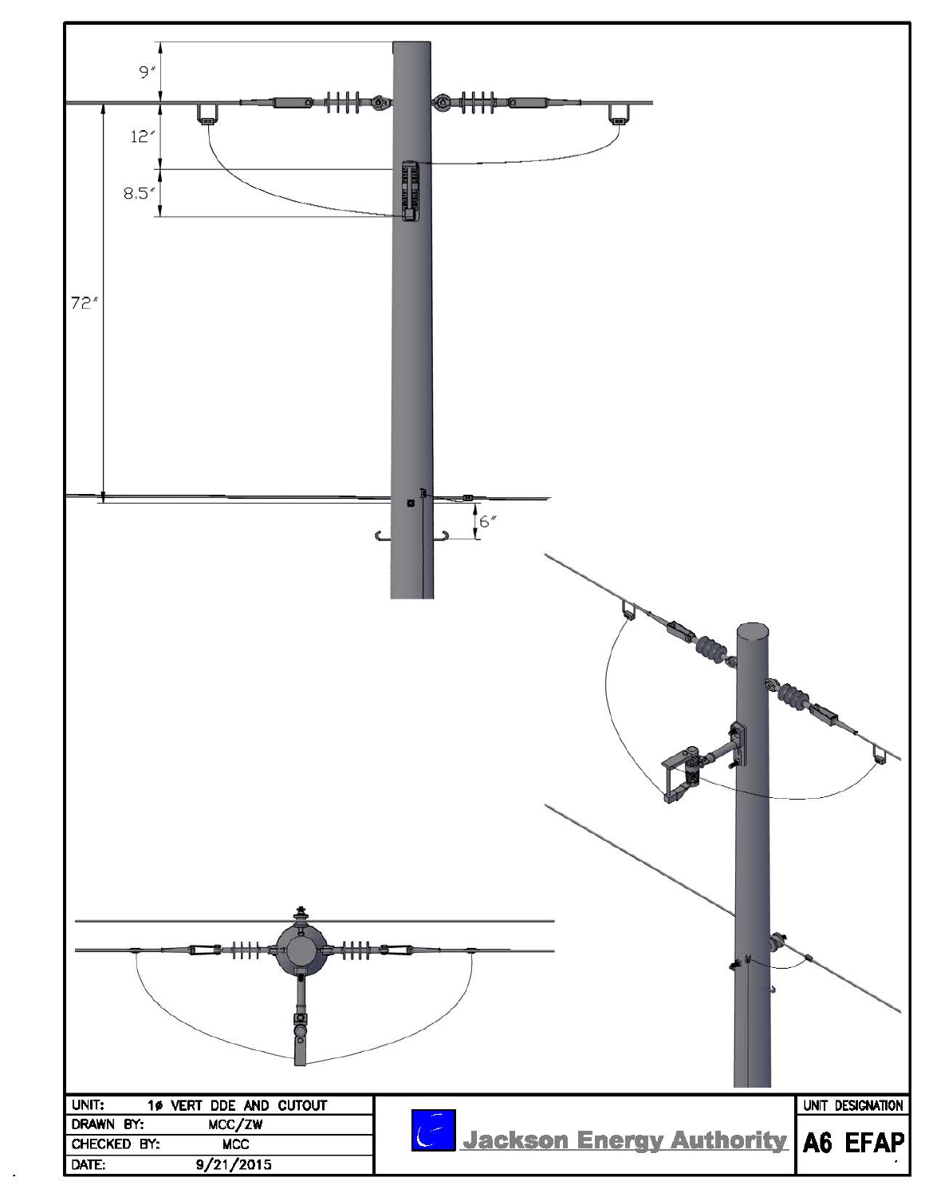9″

12″

8.5″

72″

6″

| | | | |
|---|---|---|---|
| UNIT: | 1ϕ VERT DDE AND CUTOUT | Jackson Energy Authority | UNIT DESIGNATION |
| DRAWN BY: | MCC/ZW | | A6 EFAP |
| CHECKED BY: | MCC | | |
| DATE: | 9/21/2015 | | |